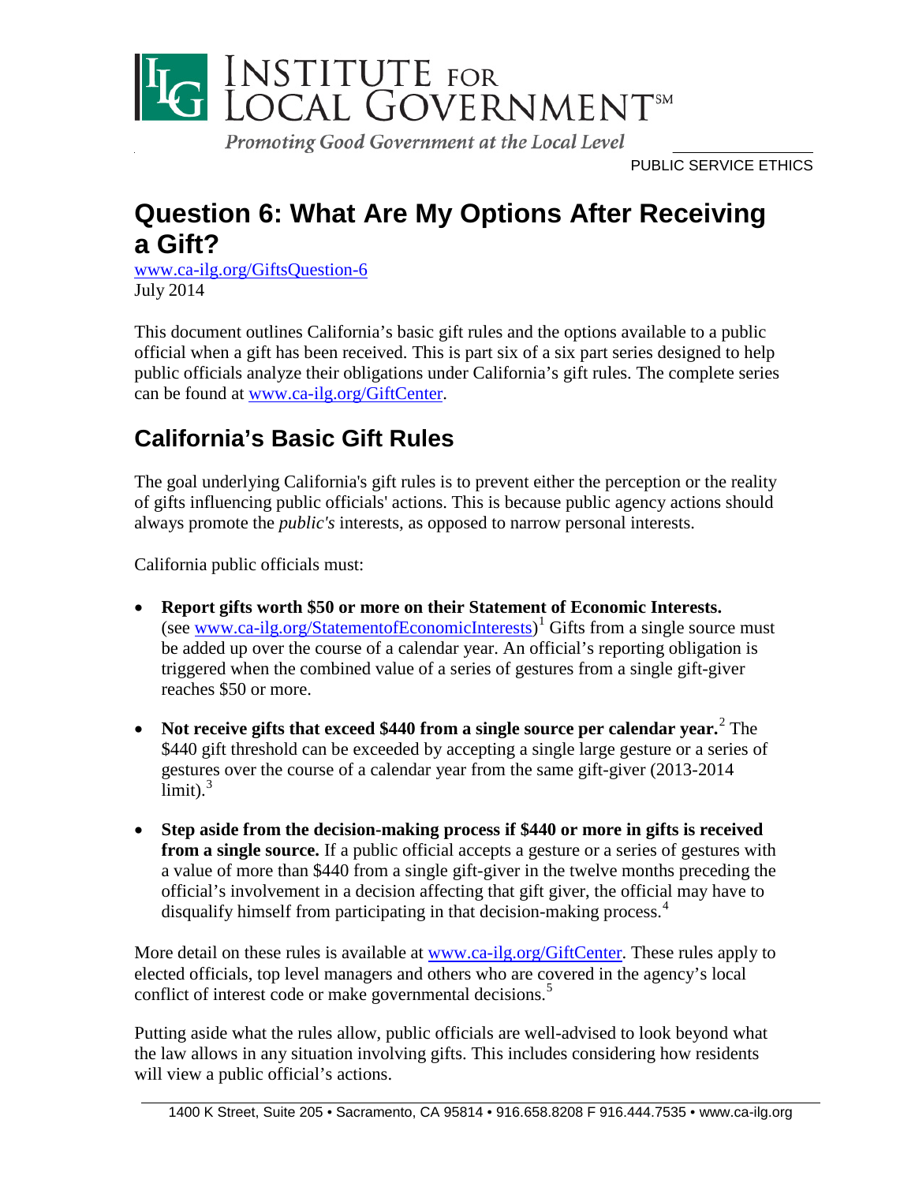# INSTITUTE FOR LOCAL GOVERNMENT℠

*Promoting Good Government at the Local Level*

PUBLIC SERVICE ETHICS

# Question 6: What Are My Options After Receiving a Gift?

www.ca-ilg.org/GiftsQuestion-6
July 2014

This document outlines California's basic gift rules and the options available to a public official when a gift has been received. This is part six of a six part series designed to help public officials analyze their obligations under California's gift rules. The complete series can be found at www.ca-ilg.org/GiftCenter.

## California's Basic Gift Rules

The goal underlying California's gift rules is to prevent either the perception or the reality of gifts influencing public officials' actions. This is because public agency actions should always promote the *public's* interests, as opposed to narrow personal interests.

California public officials must:

- **Report gifts worth $50 or more on their Statement of Economic Interests.** (see www.ca-ilg.org/StatementofEconomicInterests)[1] Gifts from a single source must be added up over the course of a calendar year. An official's reporting obligation is triggered when the combined value of a series of gestures from a single gift-giver reaches $50 or more.
- **Not receive gifts that exceed $440 from a single source per calendar year.**[2] The $440 gift threshold can be exceeded by accepting a single large gesture or a series of gestures over the course of a calendar year from the same gift-giver (2013-2014 limit).[3]
- **Step aside from the decision-making process if $440 or more in gifts is received from a single source.** If a public official accepts a gesture or a series of gestures with a value of more than $440 from a single gift-giver in the twelve months preceding the official's involvement in a decision affecting that gift giver, the official may have to disqualify himself from participating in that decision-making process.[4]

More detail on these rules is available at www.ca-ilg.org/GiftCenter. These rules apply to elected officials, top level managers and others who are covered in the agency's local conflict of interest code or make governmental decisions.[5]

Putting aside what the rules allow, public officials are well-advised to look beyond what the law allows in any situation involving gifts. This includes considering how residents will view a public official's actions.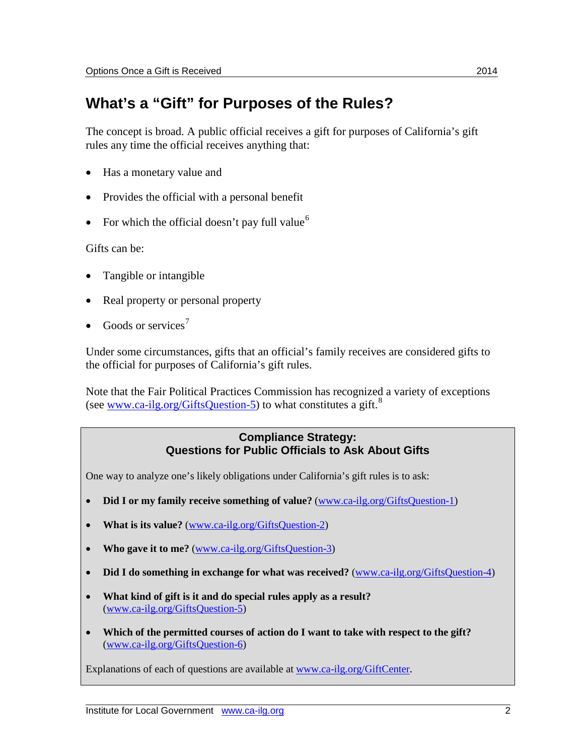## What's a "Gift" for Purposes of the Rules?

The concept is broad. A public official receives a gift for purposes of California's gift rules any time the official receives anything that:

- Has a monetary value and
- Provides the official with a personal benefit
- For which the official doesn't pay full value[6]

Gifts can be:

- Tangible or intangible
- Real property or personal property
- Goods or services[7]

Under some circumstances, gifts that an official's family receives are considered gifts to the official for purposes of California's gift rules.

Note that the Fair Political Practices Commission has recognized a variety of exceptions (see www.ca-ilg.org/GiftsQuestion-5) to what constitutes a gift.[8]

> **Compliance Strategy:**
> **Questions for Public Officials to Ask About Gifts**
>
> One way to analyze one's likely obligations under California's gift rules is to ask:
>
> - **Did I or my family receive something of value?** (www.ca-ilg.org/GiftsQuestion-1)
> - **What is its value?** (www.ca-ilg.org/GiftsQuestion-2)
> - **Who gave it to me?** (www.ca-ilg.org/GiftsQuestion-3)
> - **Did I do something in exchange for what was received?** (www.ca-ilg.org/GiftsQuestion-4)
> - **What kind of gift is it and do special rules apply as a result?** (www.ca-ilg.org/GiftsQuestion-5)
> - **Which of the permitted courses of action do I want to take with respect to the gift?** (www.ca-ilg.org/GiftsQuestion-6)
>
> Explanations of each of questions are available at www.ca-ilg.org/GiftCenter.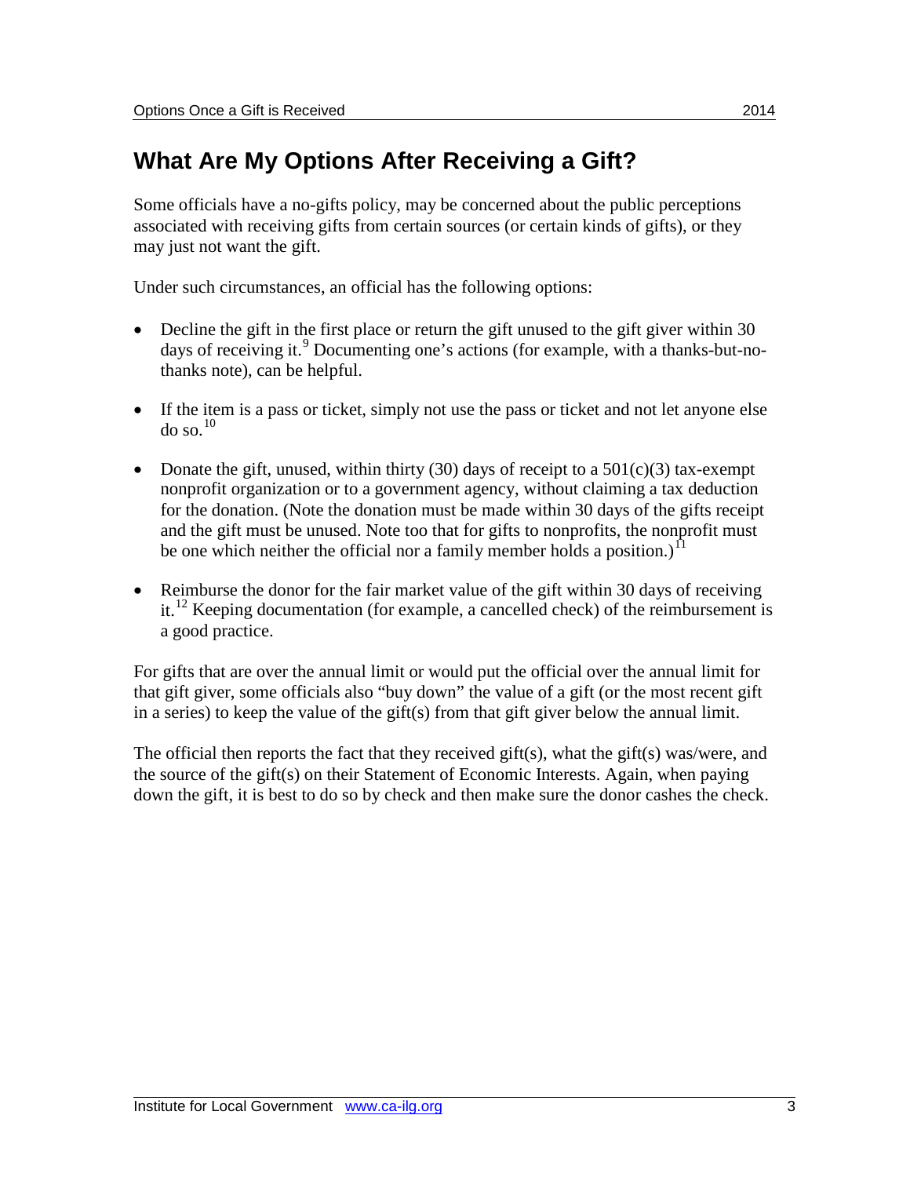## What Are My Options After Receiving a Gift?

Some officials have a no-gifts policy, may be concerned about the public perceptions associated with receiving gifts from certain sources (or certain kinds of gifts), or they may just not want the gift.

Under such circumstances, an official has the following options:

- Decline the gift in the first place or return the gift unused to the gift giver within 30 days of receiving it.[9] Documenting one's actions (for example, with a thanks-but-no-thanks note), can be helpful.

- If the item is a pass or ticket, simply not use the pass or ticket and not let anyone else do so.[10]

- Donate the gift, unused, within thirty (30) days of receipt to a 501(c)(3) tax-exempt nonprofit organization or to a government agency, without claiming a tax deduction for the donation. (Note the donation must be made within 30 days of the gifts receipt and the gift must be unused. Note too that for gifts to nonprofits, the nonprofit must be one which neither the official nor a family member holds a position.)[11]

- Reimburse the donor for the fair market value of the gift within 30 days of receiving it.[12] Keeping documentation (for example, a cancelled check) of the reimbursement is a good practice.

For gifts that are over the annual limit or would put the official over the annual limit for that gift giver, some officials also "buy down" the value of a gift (or the most recent gift in a series) to keep the value of the gift(s) from that gift giver below the annual limit.

The official then reports the fact that they received gift(s), what the gift(s) was/were, and the source of the gift(s) on their Statement of Economic Interests. Again, when paying down the gift, it is best to do so by check and then make sure the donor cashes the check.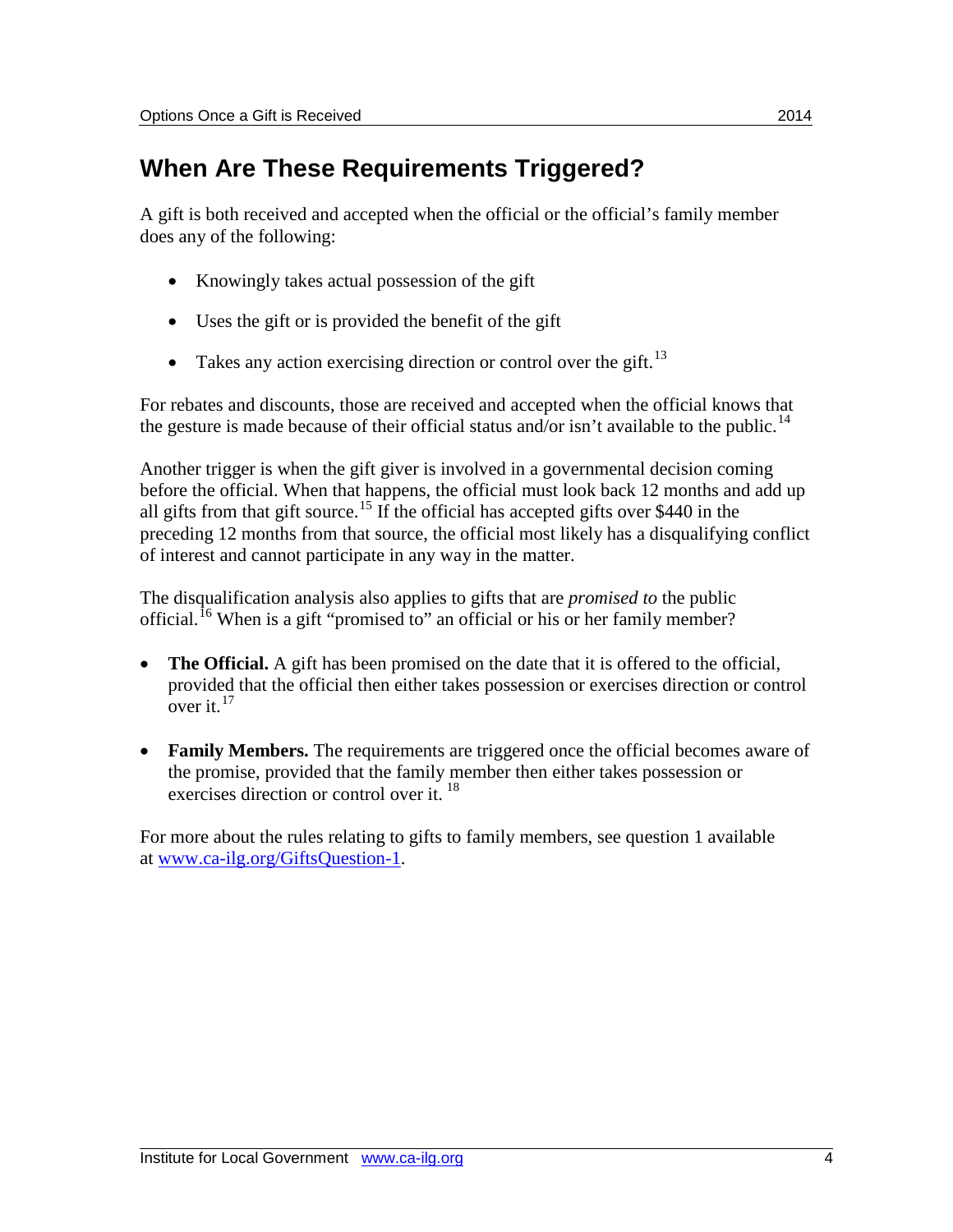## When Are These Requirements Triggered?

A gift is both received and accepted when the official or the official's family member does any of the following:

- Knowingly takes actual possession of the gift
- Uses the gift or is provided the benefit of the gift
- Takes any action exercising direction or control over the gift.[13]

For rebates and discounts, those are received and accepted when the official knows that the gesture is made because of their official status and/or isn't available to the public.[14]

Another trigger is when the gift giver is involved in a governmental decision coming before the official. When that happens, the official must look back 12 months and add up all gifts from that gift source.[15] If the official has accepted gifts over $440 in the preceding 12 months from that source, the official most likely has a disqualifying conflict of interest and cannot participate in any way in the matter.

The disqualification analysis also applies to gifts that are *promised to* the public official.[16] When is a gift "promised to" an official or his or her family member?

- **The Official.** A gift has been promised on the date that it is offered to the official, provided that the official then either takes possession or exercises direction or control over it.[17]
- **Family Members.** The requirements are triggered once the official becomes aware of the promise, provided that the family member then either takes possession or exercises direction or control over it.[18]

For more about the rules relating to gifts to family members, see question 1 available at [www.ca-ilg.org/GiftsQuestion-1](http://www.ca-ilg.org/GiftsQuestion-1).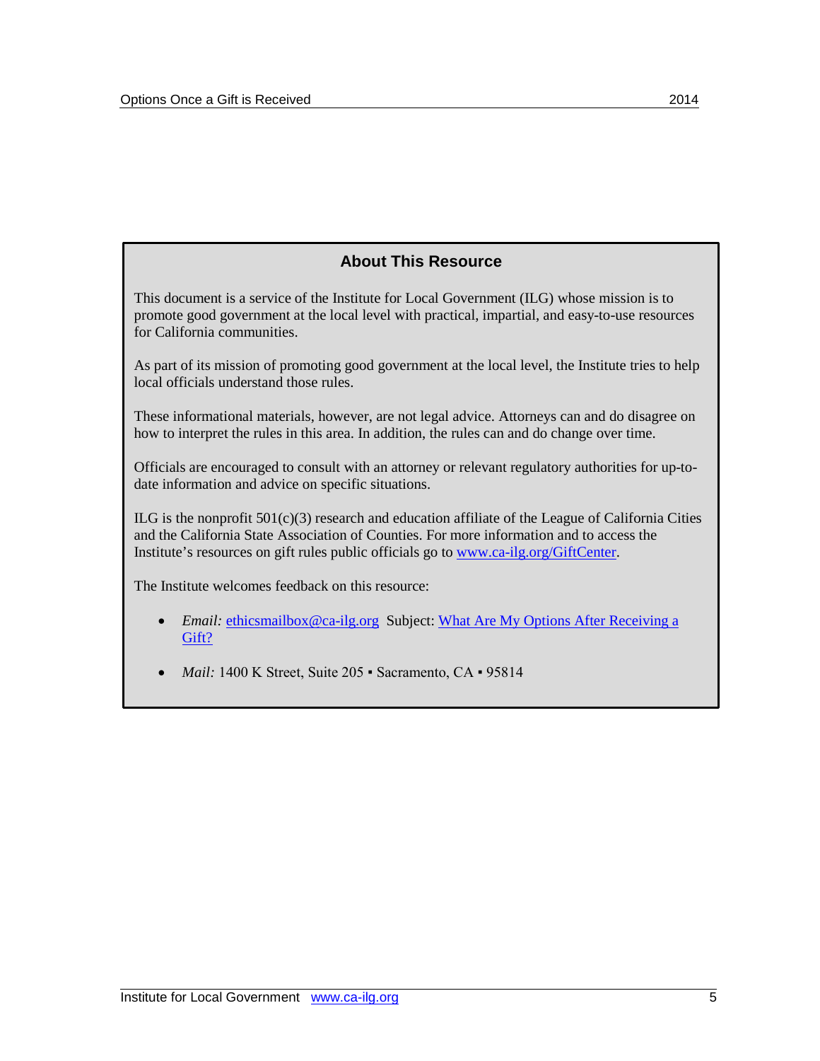## About This Resource

This document is a service of the Institute for Local Government (ILG) whose mission is to promote good government at the local level with practical, impartial, and easy-to-use resources for California communities.

As part of its mission of promoting good government at the local level, the Institute tries to help local officials understand those rules.

These informational materials, however, are not legal advice. Attorneys can and do disagree on how to interpret the rules in this area. In addition, the rules can and do change over time.

Officials are encouraged to consult with an attorney or relevant regulatory authorities for up-to-date information and advice on specific situations.

ILG is the nonprofit 501(c)(3) research and education affiliate of the League of California Cities and the California State Association of Counties. For more information and to access the Institute's resources on gift rules public officials go to [www.ca-ilg.org/GiftCenter](http://www.ca-ilg.org/GiftCenter).

The Institute welcomes feedback on this resource:

- *Email:* [ethicsmailbox@ca-ilg.org](mailto:ethicsmailbox@ca-ilg.org) Subject: What Are My Options After Receiving a Gift?
- *Mail:* 1400 K Street, Suite 205 ▪ Sacramento, CA ▪ 95814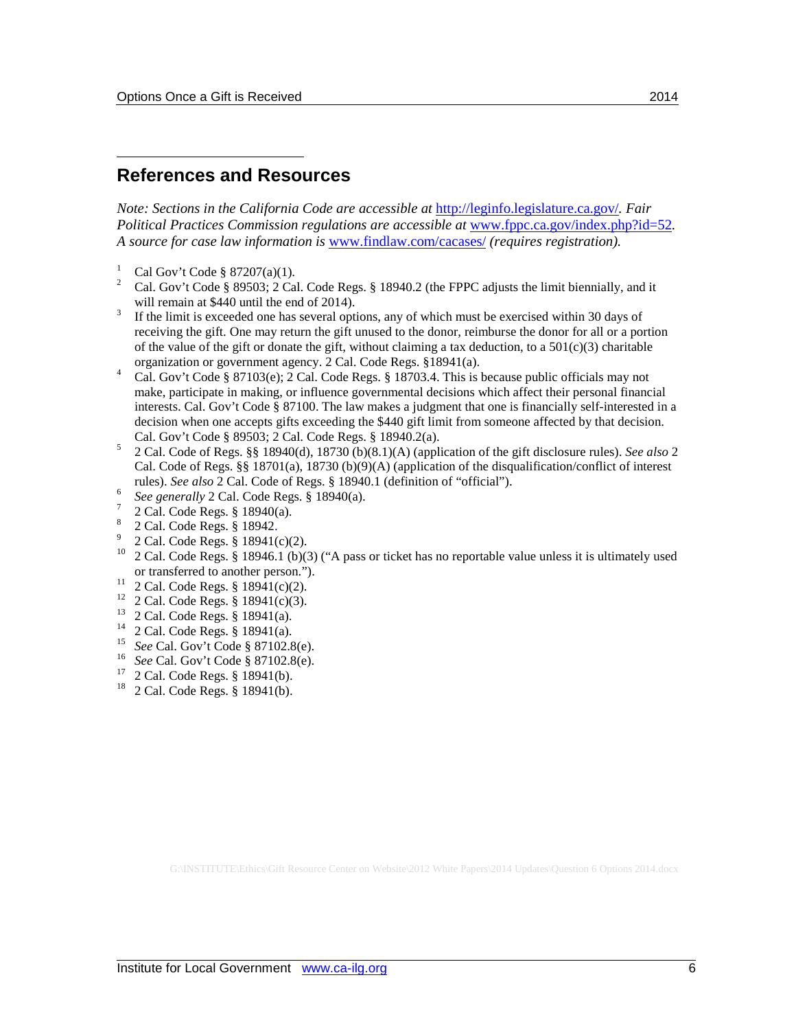## References and Resources

*Note: Sections in the California Code are accessible at* http://leginfo.legislature.ca.gov/. *Fair Political Practices Commission regulations are accessible at* www.fppc.ca.gov/index.php?id=52. *A source for case law information is* www.findlaw.com/cacases/ *(requires registration).*

1. Cal Gov't Code § 87207(a)(1).
2. Cal. Gov't Code § 89503; 2 Cal. Code Regs. § 18940.2 (the FPPC adjusts the limit biennially, and it will remain at $440 until the end of 2014).
3. If the limit is exceeded one has several options, any of which must be exercised within 30 days of receiving the gift. One may return the gift unused to the donor, reimburse the donor for all or a portion of the value of the gift or donate the gift, without claiming a tax deduction, to a 501(c)(3) charitable organization or government agency. 2 Cal. Code Regs. §18941(a).
4. Cal. Gov't Code § 87103(e); 2 Cal. Code Regs. § 18703.4. This is because public officials may not make, participate in making, or influence governmental decisions which affect their personal financial interests. Cal. Gov't Code § 87100. The law makes a judgment that one is financially self-interested in a decision when one accepts gifts exceeding the $440 gift limit from someone affected by that decision. Cal. Gov't Code § 89503; 2 Cal. Code Regs. § 18940.2(a).
5. 2 Cal. Code of Regs. §§ 18940(d), 18730 (b)(8.1)(A) (application of the gift disclosure rules). *See also* 2 Cal. Code of Regs. §§ 18701(a), 18730 (b)(9)(A) (application of the disqualification/conflict of interest rules). *See also* 2 Cal. Code of Regs. § 18940.1 (definition of "official").
6. *See generally* 2 Cal. Code Regs. § 18940(a).
7. 2 Cal. Code Regs. § 18940(a).
8. 2 Cal. Code Regs. § 18942.
9. 2 Cal. Code Regs. § 18941(c)(2).
10. 2 Cal. Code Regs. § 18946.1 (b)(3) ("A pass or ticket has no reportable value unless it is ultimately used or transferred to another person.").
11. 2 Cal. Code Regs. § 18941(c)(2).
12. 2 Cal. Code Regs. § 18941(c)(3).
13. 2 Cal. Code Regs. § 18941(a).
14. 2 Cal. Code Regs. § 18941(a).
15. *See* Cal. Gov't Code § 87102.8(e).
16. *See* Cal. Gov't Code § 87102.8(e).
17. 2 Cal. Code Regs. § 18941(b).
18. 2 Cal. Code Regs. § 18941(b).

G:\INSTITUTE\Ethics\Gift Resource Center on Website\2012 White Papers\2014 Updates\Question 6 Options 2014.docx